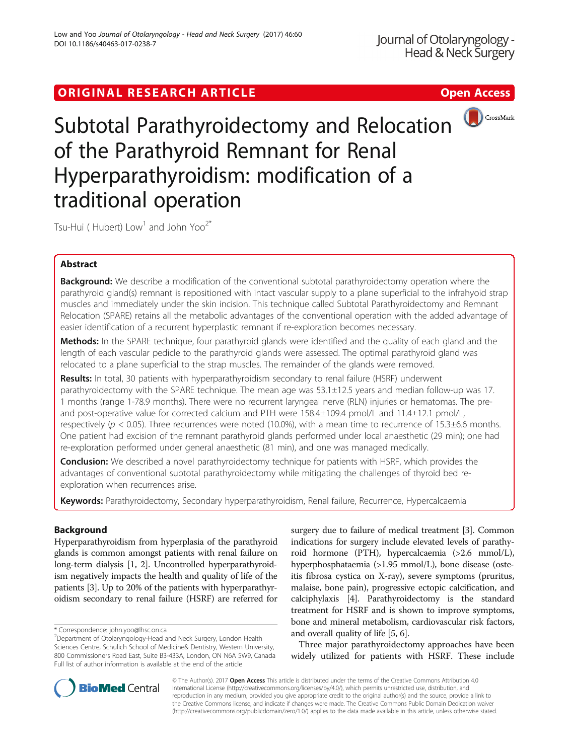ORIGINAL RESEARCH ARTICLE

Open Access

# Subtotal Parathyroidectomy and Relocation of the Parathyroid Remnant for Renal Hyperparathyroidism: modification of a traditional operation

Tsu-Hui ( Hubert) Low[1] and John Yoo[2*]

## Abstract

**Background:** We describe a modification of the conventional subtotal parathyroidectomy operation where the parathyroid gland(s) remnant is repositioned with intact vascular supply to a plane superficial to the infrahyoid strap muscles and immediately under the skin incision. This technique called Subtotal Parathyroidectomy and Remnant Relocation (SPARE) retains all the metabolic advantages of the conventional operation with the added advantage of easier identification of a recurrent hyperplastic remnant if re-exploration becomes necessary.

**Methods:** In the SPARE technique, four parathyroid glands were identified and the quality of each gland and the length of each vascular pedicle to the parathyroid glands were assessed. The optimal parathyroid gland was relocated to a plane superficial to the strap muscles. The remainder of the glands were removed.

**Results:** In total, 30 patients with hyperparathyroidism secondary to renal failure (HSRF) underwent parathyroidectomy with the SPARE technique. The mean age was 53.1±12.5 years and median follow-up was 17.1 months (range 1-78.9 months). There were no recurrent laryngeal nerve (RLN) injuries or hematomas. The pre- and post-operative value for corrected calcium and PTH were 158.4±109.4 pmol/L and 11.4±12.1 pmol/L, respectively ($p < 0.05$). Three recurrences were noted (10.0%), with a mean time to recurrence of 15.3±6.6 months. One patient had excision of the remnant parathyroid glands performed under local anaesthetic (29 min); one had re-exploration performed under general anaesthetic (81 min), and one was managed medically.

**Conclusion:** We described a novel parathyroidectomy technique for patients with HSRF, which provides the advantages of conventional subtotal parathyroidectomy while mitigating the challenges of thyroid bed re-exploration when recurrences arise.

**Keywords:** Parathyroidectomy, Secondary hyperparathyroidism, Renal failure, Recurrence, Hypercalcaemia

## Background

Hyperparathyroidism from hyperplasia of the parathyroid glands is common amongst patients with renal failure on long-term dialysis [1, 2]. Uncontrolled hyperparathyroidism negatively impacts the health and quality of life of the patients [3]. Up to 20% of the patients with hyperparathyroidism secondary to renal failure (HSRF) are referred for surgery due to failure of medical treatment [3]. Common indications for surgery include elevated levels of parathyroid hormone (PTH), hypercalcaemia (>2.6 mmol/L), hyperphosphataemia (>1.95 mmol/L), bone disease (osteitis fibrosa cystica on X-ray), severe symptoms (pruritus, malaise, bone pain), progressive ectopic calcification, and calciphylaxis [4]. Parathyroidectomy is the standard treatment for HSRF and is shown to improve symptoms, bone and mineral metabolism, cardiovascular risk factors, and overall quality of life [5, 6].

Three major parathyroidectomy approaches have been widely utilized for patients with HSRF. These include

\* Correspondence: john.yoo@lhsc.on.ca

[2]Department of Otolaryngology-Head and Neck Surgery, London Health Sciences Centre, Schulich School of Medicine& Dentistry, Western University, 800 Commissioners Road East, Suite B3-433A, London, ON N6A 5W9, Canada

Full list of author information is available at the end of the article

© The Author(s). 2017 **Open Access** This article is distributed under the terms of the Creative Commons Attribution 4.0 International License (http://creativecommons.org/licenses/by/4.0/), which permits unrestricted use, distribution, and reproduction in any medium, provided you give appropriate credit to the original author(s) and the source, provide a link to the Creative Commons license, and indicate if changes were made. The Creative Commons Public Domain Dedication waiver (http://creativecommons.org/publicdomain/zero/1.0/) applies to the data made available in this article, unless otherwise stated.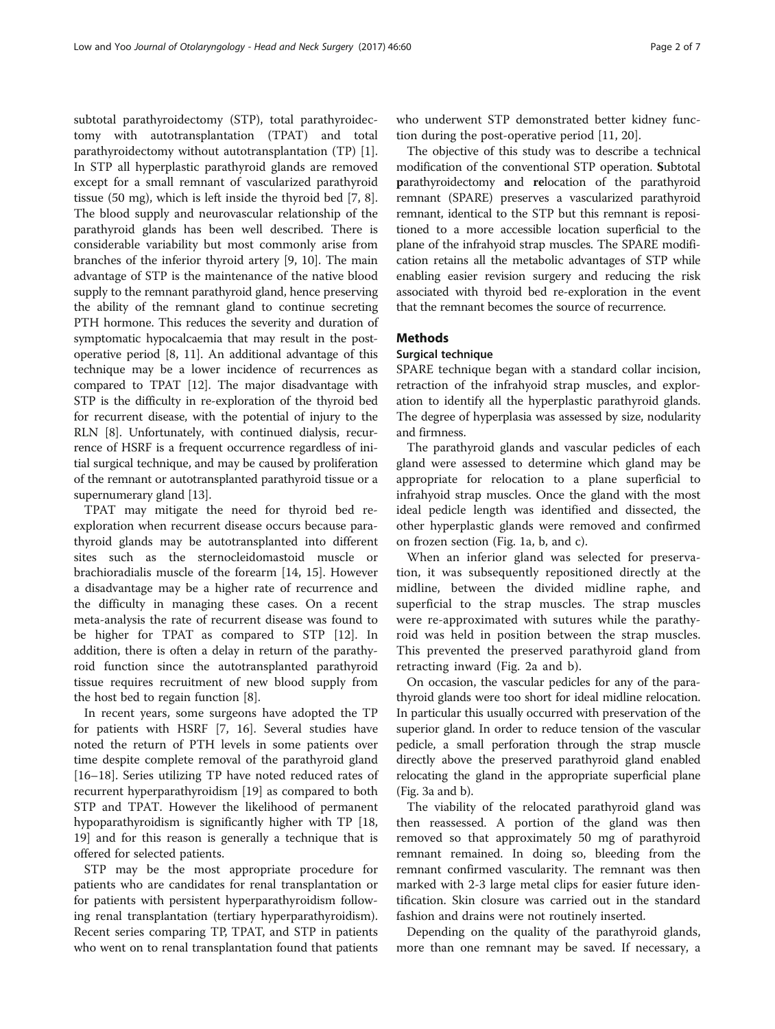subtotal parathyroidectomy (STP), total parathyroidectomy with autotransplantation (TPAT) and total parathyroidectomy without autotransplantation (TP) [1]. In STP all hyperplastic parathyroid glands are removed except for a small remnant of vascularized parathyroid tissue (50 mg), which is left inside the thyroid bed [7, 8]. The blood supply and neurovascular relationship of the parathyroid glands has been well described. There is considerable variability but most commonly arise from branches of the inferior thyroid artery [9, 10]. The main advantage of STP is the maintenance of the native blood supply to the remnant parathyroid gland, hence preserving the ability of the remnant gland to continue secreting PTH hormone. This reduces the severity and duration of symptomatic hypocalcaemia that may result in the post-operative period [8, 11]. An additional advantage of this technique may be a lower incidence of recurrences as compared to TPAT [12]. The major disadvantage with STP is the difficulty in re-exploration of the thyroid bed for recurrent disease, with the potential of injury to the RLN [8]. Unfortunately, with continued dialysis, recurrence of HSRF is a frequent occurrence regardless of initial surgical technique, and may be caused by proliferation of the remnant or autotransplanted parathyroid tissue or a supernumerary gland [13].

TPAT may mitigate the need for thyroid bed re-exploration when recurrent disease occurs because parathyroid glands may be autotransplanted into different sites such as the sternocleidomastoid muscle or brachioradialis muscle of the forearm [14, 15]. However a disadvantage may be a higher rate of recurrence and the difficulty in managing these cases. On a recent meta-analysis the rate of recurrent disease was found to be higher for TPAT as compared to STP [12]. In addition, there is often a delay in return of the parathyroid function since the autotransplanted parathyroid tissue requires recruitment of new blood supply from the host bed to regain function [8].

In recent years, some surgeons have adopted the TP for patients with HSRF [7, 16]. Several studies have noted the return of PTH levels in some patients over time despite complete removal of the parathyroid gland [16–18]. Series utilizing TP have noted reduced rates of recurrent hyperparathyroidism [19] as compared to both STP and TPAT. However the likelihood of permanent hypoparathyroidism is significantly higher with TP [18, 19] and for this reason is generally a technique that is offered for selected patients.

STP may be the most appropriate procedure for patients who are candidates for renal transplantation or for patients with persistent hyperparathyroidism following renal transplantation (tertiary hyperparathyroidism). Recent series comparing TP, TPAT, and STP in patients who went on to renal transplantation found that patients who underwent STP demonstrated better kidney function during the post-operative period [11, 20].

The objective of this study was to describe a technical modification of the conventional STP operation. **S**ubtotal **p**arathyroidectomy **a**nd **re**location of the parathyroid remnant (SPARE) preserves a vascularized parathyroid remnant, identical to the STP but this remnant is repositioned to a more accessible location superficial to the plane of the infrahyoid strap muscles. The SPARE modification retains all the metabolic advantages of STP while enabling easier revision surgery and reducing the risk associated with thyroid bed re-exploration in the event that the remnant becomes the source of recurrence.

## Methods

### Surgical technique

SPARE technique began with a standard collar incision, retraction of the infrahyoid strap muscles, and exploration to identify all the hyperplastic parathyroid glands. The degree of hyperplasia was assessed by size, nodularity and firmness.

The parathyroid glands and vascular pedicles of each gland were assessed to determine which gland may be appropriate for relocation to a plane superficial to infrahyoid strap muscles. Once the gland with the most ideal pedicle length was identified and dissected, the other hyperplastic glands were removed and confirmed on frozen section (Fig. 1a, b, and c).

When an inferior gland was selected for preservation, it was subsequently repositioned directly at the midline, between the divided midline raphe, and superficial to the strap muscles. The strap muscles were re-approximated with sutures while the parathyroid was held in position between the strap muscles. This prevented the preserved parathyroid gland from retracting inward (Fig. 2a and b).

On occasion, the vascular pedicles for any of the parathyroid glands were too short for ideal midline relocation. In particular this usually occurred with preservation of the superior gland. In order to reduce tension of the vascular pedicle, a small perforation through the strap muscle directly above the preserved parathyroid gland enabled relocating the gland in the appropriate superficial plane (Fig. 3a and b).

The viability of the relocated parathyroid gland was then reassessed. A portion of the gland was then removed so that approximately 50 mg of parathyroid remnant remained. In doing so, bleeding from the remnant confirmed vascularity. The remnant was then marked with 2-3 large metal clips for easier future identification. Skin closure was carried out in the standard fashion and drains were not routinely inserted.

Depending on the quality of the parathyroid glands, more than one remnant may be saved. If necessary, a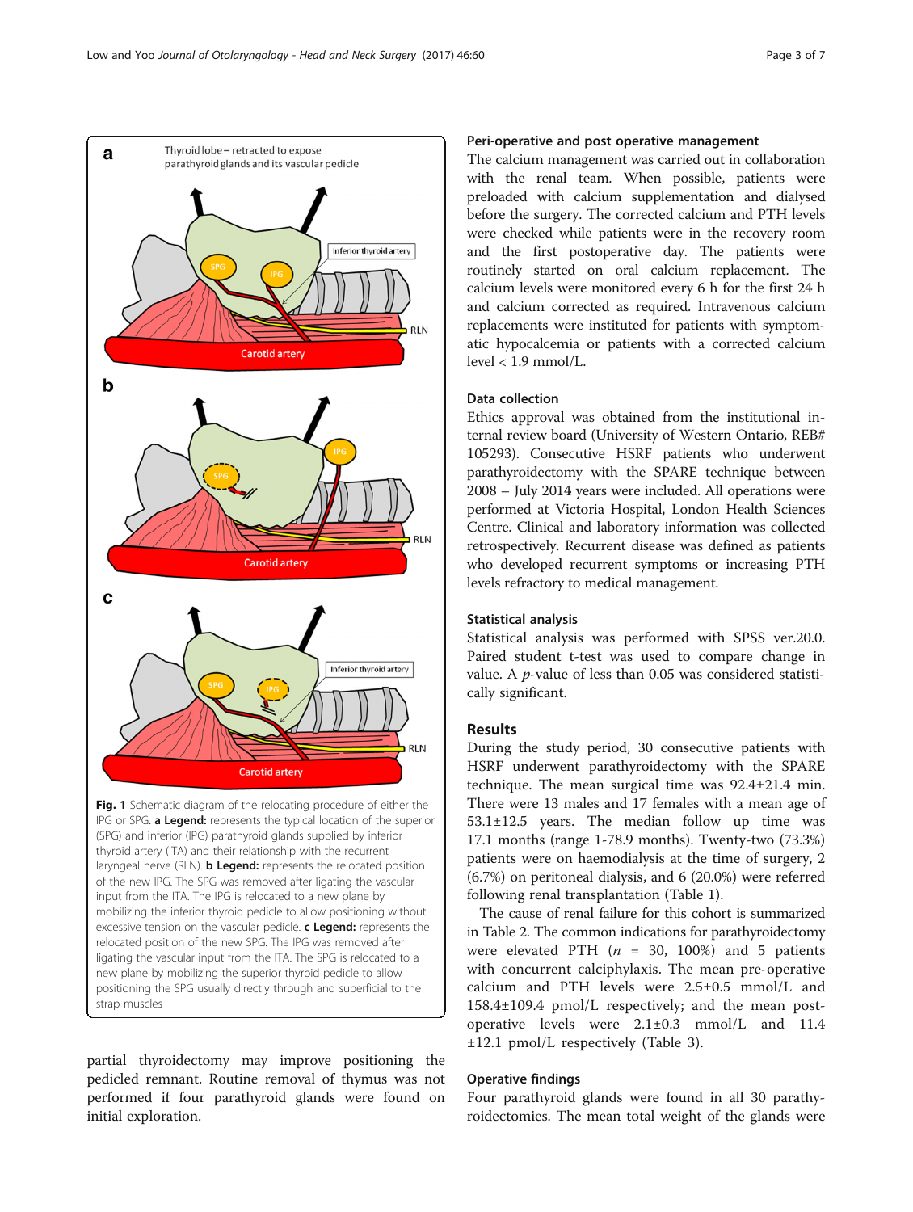**Fig. 1** Schematic diagram of the relocating procedure of either the IPG or SPG. **a Legend:** represents the typical location of the superior (SPG) and inferior (IPG) parathyroid glands supplied by inferior thyroid artery (ITA) and their relationship with the recurrent laryngeal nerve (RLN). **b Legend:** represents the relocated position of the new IPG. The SPG was removed after ligating the vascular input from the ITA. The IPG is relocated to a new plane by mobilizing the inferior thyroid pedicle to allow positioning without excessive tension on the vascular pedicle. **c Legend:** represents the relocated position of the new SPG. The IPG was removed after ligating the vascular input from the ITA. The SPG is relocated to a new plane by mobilizing the superior thyroid pedicle to allow positioning the SPG usually directly through and superficial to the strap muscles

partial thyroidectomy may improve positioning the pedicled remnant. Routine removal of thymus was not performed if four parathyroid glands were found on initial exploration.

### Peri-operative and post operative management

The calcium management was carried out in collaboration with the renal team. When possible, patients were preloaded with calcium supplementation and dialysed before the surgery. The corrected calcium and PTH levels were checked while patients were in the recovery room and the first postoperative day. The patients were routinely started on oral calcium replacement. The calcium levels were monitored every 6 h for the first 24 h and calcium corrected as required. Intravenous calcium replacements were instituted for patients with symptomatic hypocalcemia or patients with a corrected calcium level < 1.9 mmol/L.

### Data collection

Ethics approval was obtained from the institutional internal review board (University of Western Ontario, REB# 105293). Consecutive HSRF patients who underwent parathyroidectomy with the SPARE technique between 2008 – July 2014 years were included. All operations were performed at Victoria Hospital, London Health Sciences Centre. Clinical and laboratory information was collected retrospectively. Recurrent disease was defined as patients who developed recurrent symptoms or increasing PTH levels refractory to medical management.

### Statistical analysis

Statistical analysis was performed with SPSS ver.20.0. Paired student t-test was used to compare change in value. A $p$-value of less than 0.05 was considered statistically significant.

## Results

During the study period, 30 consecutive patients with HSRF underwent parathyroidectomy with the SPARE technique. The mean surgical time was 92.4±21.4 min. There were 13 males and 17 females with a mean age of 53.1±12.5 years. The median follow up time was 17.1 months (range 1-78.9 months). Twenty-two (73.3%) patients were on haemodialysis at the time of surgery, 2 (6.7%) on peritoneal dialysis, and 6 (20.0%) were referred following renal transplantation (Table 1).

The cause of renal failure for this cohort is summarized in Table 2. The common indications for parathyroidectomy were elevated PTH ($n$ = 30, 100%) and 5 patients with concurrent calciphylaxis. The mean pre-operative calcium and PTH levels were 2.5±0.5 mmol/L and 158.4±109.4 pmol/L respectively; and the mean post-operative levels were 2.1±0.3 mmol/L and 11.4 ±12.1 pmol/L respectively (Table 3).

### Operative findings

Four parathyroid glands were found in all 30 parathyroidectomies. The mean total weight of the glands were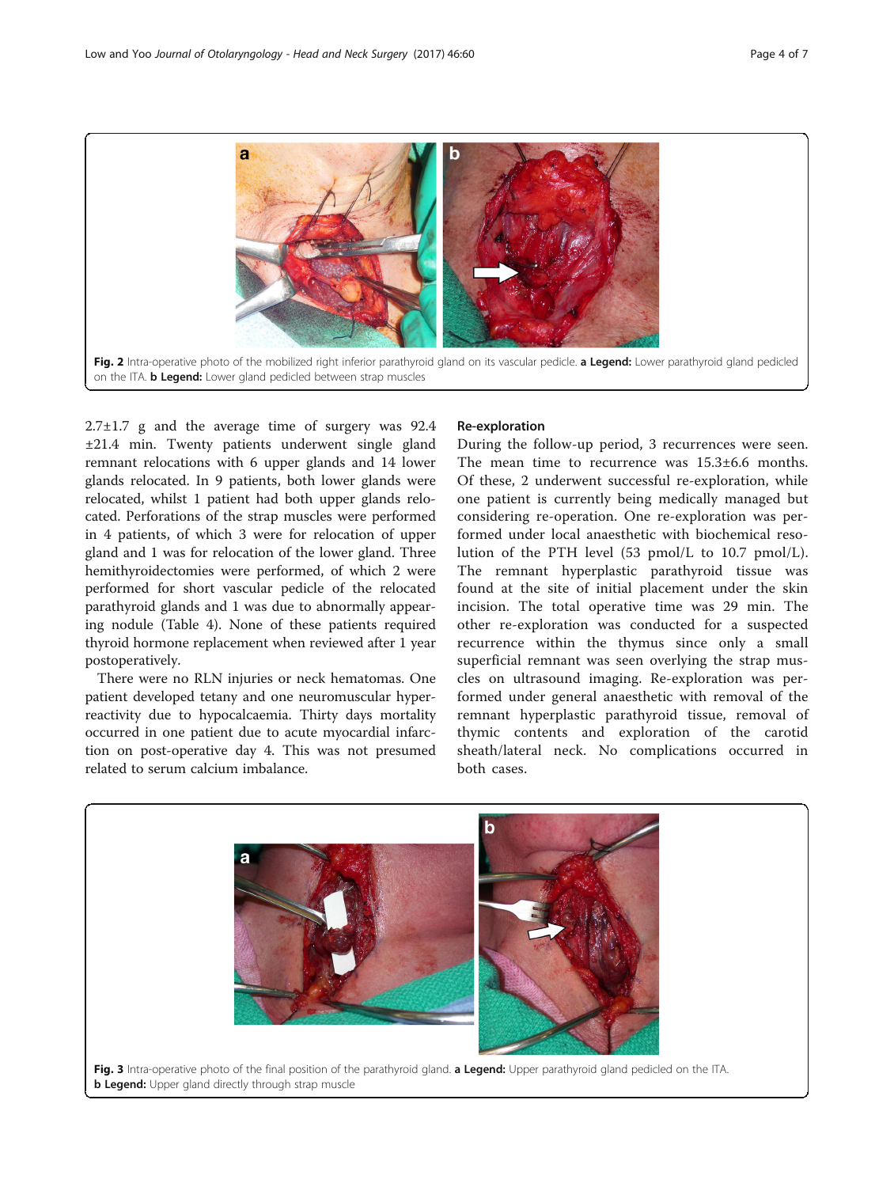Fig. 2 Intra-operative photo of the mobilized right inferior parathyroid gland on its vascular pedicle. **a Legend:** Lower parathyroid gland pedicled on the ITA. **b Legend:** Lower gland pedicled between strap muscles

2.7±1.7 g and the average time of surgery was 92.4 ±21.4 min. Twenty patients underwent single gland remnant relocations with 6 upper glands and 14 lower glands relocated. In 9 patients, both lower glands were relocated, whilst 1 patient had both upper glands relocated. Perforations of the strap muscles were performed in 4 patients, of which 3 were for relocation of upper gland and 1 was for relocation of the lower gland. Three hemithyroidectomies were performed, of which 2 were performed for short vascular pedicle of the relocated parathyroid glands and 1 was due to abnormally appearing nodule (Table 4). None of these patients required thyroid hormone replacement when reviewed after 1 year postoperatively.

There were no RLN injuries or neck hematomas. One patient developed tetany and one neuromuscular hyperreactivity due to hypocalcaemia. Thirty days mortality occurred in one patient due to acute myocardial infarction on post-operative day 4. This was not presumed related to serum calcium imbalance.

### Re-exploration

During the follow-up period, 3 recurrences were seen. The mean time to recurrence was 15.3±6.6 months. Of these, 2 underwent successful re-exploration, while one patient is currently being medically managed but considering re-operation. One re-exploration was performed under local anaesthetic with biochemical resolution of the PTH level (53 pmol/L to 10.7 pmol/L). The remnant hyperplastic parathyroid tissue was found at the site of initial placement under the skin incision. The total operative time was 29 min. The other re-exploration was conducted for a suspected recurrence within the thymus since only a small superficial remnant was seen overlying the strap muscles on ultrasound imaging. Re-exploration was performed under general anaesthetic with removal of the remnant hyperplastic parathyroid tissue, removal of thymic contents and exploration of the carotid sheath/lateral neck. No complications occurred in both cases.

Fig. 3 Intra-operative photo of the final position of the parathyroid gland. **a Legend:** Upper parathyroid gland pedicled on the ITA. **b Legend:** Upper gland directly through strap muscle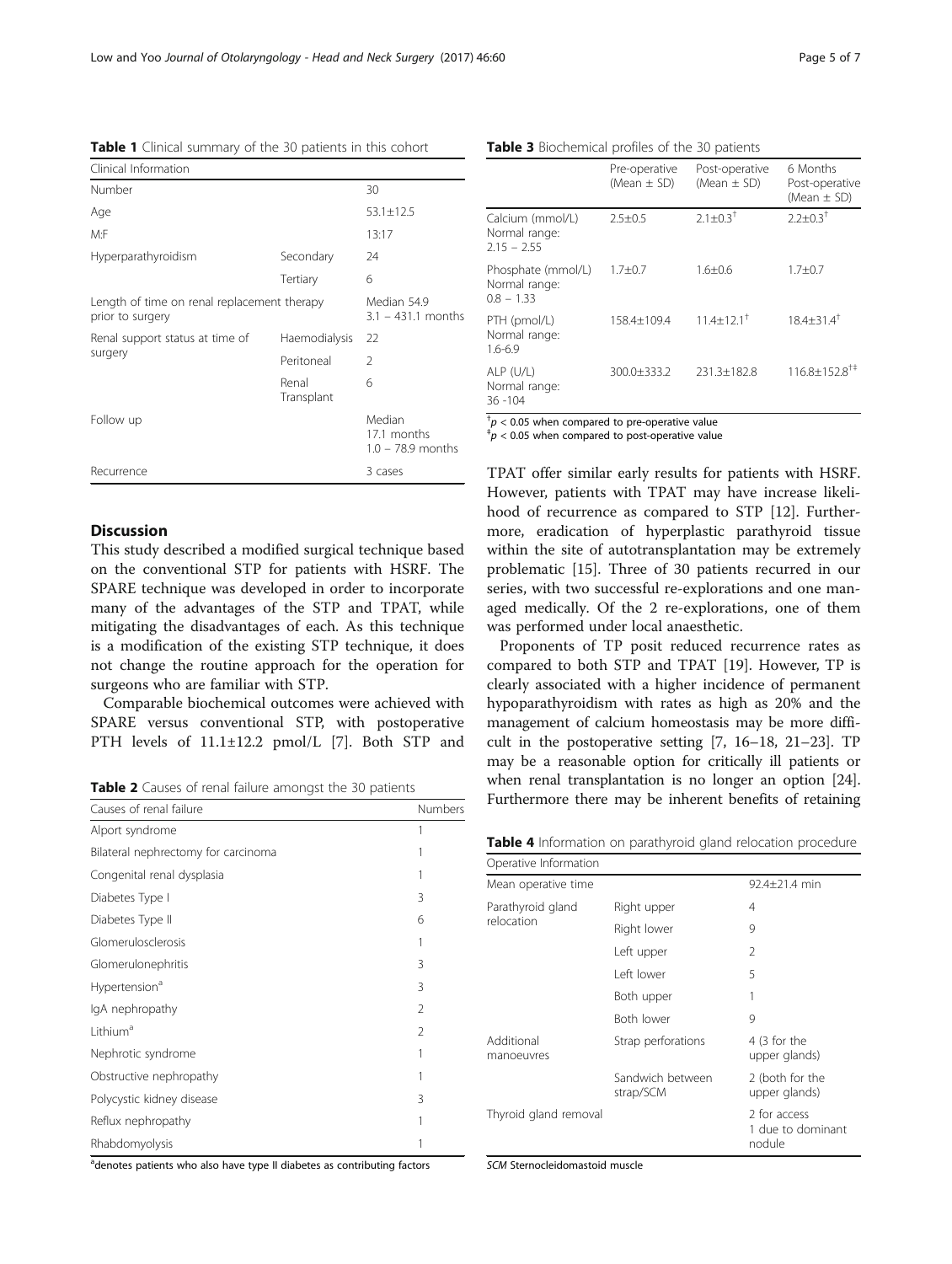**Table 1** Clinical summary of the 30 patients in this cohort

| Clinical Information | | |
|---|---|---|
| Number | | 30 |
| Age | | 53.1±12.5 |
| M:F | | 13:17 |
| Hyperparathyroidism | Secondary | 24 |
| | Tertiary | 6 |
| Length of time on renal replacement therapy prior to surgery | | Median 54.9<br>3.1 – 431.1 months |
| Renal support status at time of surgery | Haemodialysis | 22 |
| | Peritoneal | 2 |
| | Renal Transplant | 6 |
| Follow up | | Median<br>17.1 months<br>1.0 – 78.9 months |
| Recurrence | | 3 cases |

## Discussion

This study described a modified surgical technique based on the conventional STP for patients with HSRF. The SPARE technique was developed in order to incorporate many of the advantages of the STP and TPAT, while mitigating the disadvantages of each. As this technique is a modification of the existing STP technique, it does not change the routine approach for the operation for surgeons who are familiar with STP.

Comparable biochemical outcomes were achieved with SPARE versus conventional STP, with postoperative PTH levels of 11.1±12.2 pmol/L [7]. Both STP and TPAT offer similar early results for patients with HSRF. However, patients with TPAT may have increase likelihood of recurrence as compared to STP [12]. Furthermore, eradication of hyperplastic parathyroid tissue within the site of autotransplantation may be extremely problematic [15]. Three of 30 patients recurred in our series, with two successful re-explorations and one managed medically. Of the 2 re-explorations, one of them was performed under local anaesthetic.

Proponents of TP posit reduced recurrence rates as compared to both STP and TPAT [19]. However, TP is clearly associated with a higher incidence of permanent hypoparathyroidism with rates as high as 20% and the management of calcium homeostasis may be more difficult in the postoperative setting [7, 16–18, 21–23]. TP may be a reasonable option for critically ill patients or when renal transplantation is no longer an option [24]. Furthermore there may be inherent benefits of retaining

**Table 2** Causes of renal failure amongst the 30 patients

| Causes of renal failure | Numbers |
|---|---|
| Alport syndrome | 1 |
| Bilateral nephrectomy for carcinoma | 1 |
| Congenital renal dysplasia | 1 |
| Diabetes Type I | 3 |
| Diabetes Type II | 6 |
| Glomerulosclerosis | 1 |
| Glomerulonephritis | 3 |
| Hypertension[a] | 3 |
| IgA nephropathy | 2 |
| Lithium[a] | 2 |
| Nephrotic syndrome | 1 |
| Obstructive nephropathy | 1 |
| Polycystic kidney disease | 3 |
| Reflux nephropathy | 1 |
| Rhabdomyolysis | 1 |

[a]denotes patients who also have type II diabetes as contributing factors

**Table 3** Biochemical profiles of the 30 patients

| | Pre-operative (Mean ± SD) | Post-operative (Mean ± SD) | 6 Months Post-operative (Mean ± SD) |
|---|---|---|---|
| Calcium (mmol/L) Normal range: 2.15 – 2.55 | 2.5±0.5 | 2.1±0.3[†] | 2.2±0.3[†] |
| Phosphate (mmol/L) Normal range: 0.8 – 1.33 | 1.7±0.7 | 1.6±0.6 | 1.7±0.7 |
| PTH (pmol/L) Normal range: 1.6-6.9 | 158.4±109.4 | 11.4±12.1[†] | 18.4±31.4[†] |
| ALP (U/L) Normal range: 36 -104 | 300.0±333.2 | 231.3±182.8 | 116.8±152.8[†‡] |

[†]$p < 0.05$ when compared to pre-operative value
[‡]$p < 0.05$ when compared to post-operative value

**Table 4** Information on parathyroid gland relocation procedure

| Operative Information | | |
|---|---|---|
| Mean operative time | | 92.4±21.4 min |
| Parathyroid gland relocation | Right upper | 4 |
| | Right lower | 9 |
| | Left upper | 2 |
| | Left lower | 5 |
| | Both upper | 1 |
| | Both lower | 9 |
| Additional manoeuvres | Strap perforations | 4 (3 for the upper glands) |
| | Sandwich between strap/SCM | 2 (both for the upper glands) |
| Thyroid gland removal | | 2 for access<br>1 due to dominant nodule |

*SCM* Sternocleidomastoid muscle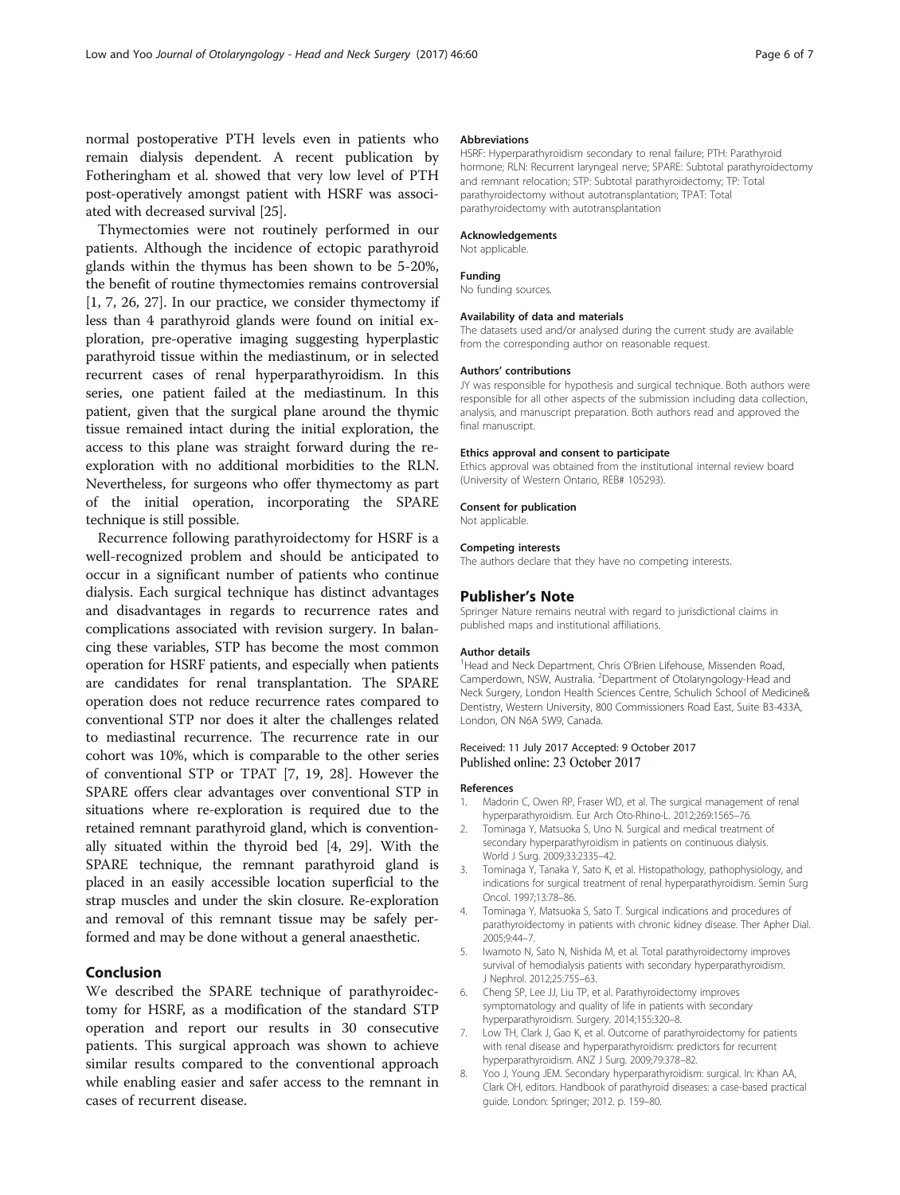normal postoperative PTH levels even in patients who remain dialysis dependent. A recent publication by Fotheringham et al. showed that very low level of PTH post-operatively amongst patient with HSRF was associated with decreased survival [25].

Thymectomies were not routinely performed in our patients. Although the incidence of ectopic parathyroid glands within the thymus has been shown to be 5-20%, the benefit of routine thymectomies remains controversial [1, 7, 26, 27]. In our practice, we consider thymectomy if less than 4 parathyroid glands were found on initial exploration, pre-operative imaging suggesting hyperplastic parathyroid tissue within the mediastinum, or in selected recurrent cases of renal hyperparathyroidism. In this series, one patient failed at the mediastinum. In this patient, given that the surgical plane around the thymic tissue remained intact during the initial exploration, the access to this plane was straight forward during the re-exploration with no additional morbidities to the RLN. Nevertheless, for surgeons who offer thymectomy as part of the initial operation, incorporating the SPARE technique is still possible.

Recurrence following parathyroidectomy for HSRF is a well-recognized problem and should be anticipated to occur in a significant number of patients who continue dialysis. Each surgical technique has distinct advantages and disadvantages in regards to recurrence rates and complications associated with revision surgery. In balancing these variables, STP has become the most common operation for HSRF patients, and especially when patients are candidates for renal transplantation. The SPARE operation does not reduce recurrence rates compared to conventional STP nor does it alter the challenges related to mediastinal recurrence. The recurrence rate in our cohort was 10%, which is comparable to the other series of conventional STP or TPAT [7, 19, 28]. However the SPARE offers clear advantages over conventional STP in situations where re-exploration is required due to the retained remnant parathyroid gland, which is conventionally situated within the thyroid bed [4, 29]. With the SPARE technique, the remnant parathyroid gland is placed in an easily accessible location superficial to the strap muscles and under the skin closure. Re-exploration and removal of this remnant tissue may be safely performed and may be done without a general anaesthetic.

## Conclusion

We described the SPARE technique of parathyroidectomy for HSRF, as a modification of the standard STP operation and report our results in 30 consecutive patients. This surgical approach was shown to achieve similar results compared to the conventional approach while enabling easier and safer access to the remnant in cases of recurrent disease.

#### Abbreviations

HSRF: Hyperparathyroidism secondary to renal failure; PTH: Parathyroid hormone; RLN: Recurrent laryngeal nerve; SPARE: Subtotal parathyroidectomy and remnant relocation; STP: Subtotal parathyroidectomy; TP: Total parathyroidectomy without autotransplantation; TPAT: Total parathyroidectomy with autotransplantation

#### Acknowledgements

Not applicable.

#### Funding

No funding sources.

#### Availability of data and materials

The datasets used and/or analysed during the current study are available from the corresponding author on reasonable request.

#### Authors' contributions

JY was responsible for hypothesis and surgical technique. Both authors were responsible for all other aspects of the submission including data collection, analysis, and manuscript preparation. Both authors read and approved the final manuscript.

#### Ethics approval and consent to participate

Ethics approval was obtained from the institutional internal review board (University of Western Ontario, REB# 105293).

#### Consent for publication

Not applicable.

#### Competing interests

The authors declare that they have no competing interests.

## Publisher's Note

Springer Nature remains neutral with regard to jurisdictional claims in published maps and institutional affiliations.

#### Author details

[1]Head and Neck Department, Chris O'Brien Lifehouse, Missenden Road, Camperdown, NSW, Australia. [2]Department of Otolaryngology-Head and Neck Surgery, London Health Sciences Centre, Schulich School of Medicine& Dentistry, Western University, 800 Commissioners Road East, Suite B3-433A, London, ON N6A 5W9, Canada.

Received: 11 July 2017 Accepted: 9 October 2017
Published online: 23 October 2017

#### References

1. Madorin C, Owen RP, Fraser WD, et al. The surgical management of renal hyperparathyroidism. Eur Arch Oto-Rhino-L. 2012;269:1565–76.
2. Tominaga Y, Matsuoka S, Uno N. Surgical and medical treatment of secondary hyperparathyroidism in patients on continuous dialysis. World J Surg. 2009;33:2335–42.
3. Tominaga Y, Tanaka Y, Sato K, et al. Histopathology, pathophysiology, and indications for surgical treatment of renal hyperparathyroidism. Semin Surg Oncol. 1997;13:78–86.
4. Tominaga Y, Matsuoka S, Sato T. Surgical indications and procedures of parathyroidectomy in patients with chronic kidney disease. Ther Apher Dial. 2005;9:44–7.
5. Iwamoto N, Sato N, Nishida M, et al. Total parathyroidectomy improves survival of hemodialysis patients with secondary hyperparathyroidism. J Nephrol. 2012;25:755–63.
6. Cheng SP, Lee JJ, Liu TP, et al. Parathyroidectomy improves symptomatology and quality of life in patients with secondary hyperparathyroidism. Surgery. 2014;155:320–8.
7. Low TH, Clark J, Gao K, et al. Outcome of parathyroidectomy for patients with renal disease and hyperparathyroidism: predictors for recurrent hyperparathyroidism. ANZ J Surg. 2009;79:378–82.
8. Yoo J, Young JEM. Secondary hyperparathyroidism: surgical. In: Khan AA, Clark OH, editors. Handbook of parathyroid diseases: a case-based practical guide. London: Springer; 2012. p. 159–80.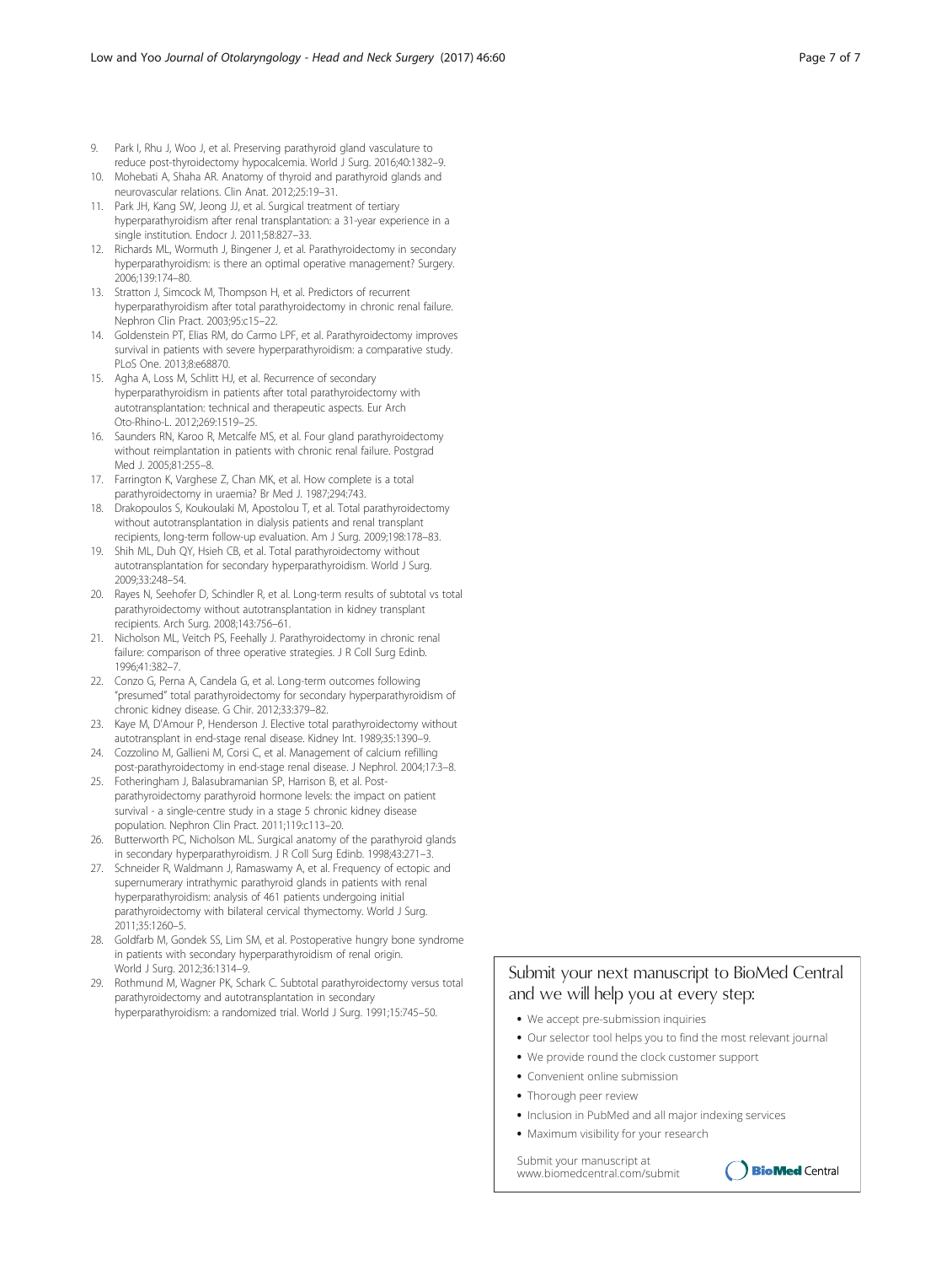9. Park I, Rhu J, Woo J, et al. Preserving parathyroid gland vasculature to reduce post-thyroidectomy hypocalcemia. World J Surg. 2016;40:1382–9.
10. Mohebati A, Shaha AR. Anatomy of thyroid and parathyroid glands and neurovascular relations. Clin Anat. 2012;25:19–31.
11. Park JH, Kang SW, Jeong JJ, et al. Surgical treatment of tertiary hyperparathyroidism after renal transplantation: a 31-year experience in a single institution. Endocr J. 2011;58:827–33.
12. Richards ML, Wormuth J, Bingener J, et al. Parathyroidectomy in secondary hyperparathyroidism: is there an optimal operative management? Surgery. 2006;139:174–80.
13. Stratton J, Simcock M, Thompson H, et al. Predictors of recurrent hyperparathyroidism after total parathyroidectomy in chronic renal failure. Nephron Clin Pract. 2003;95:c15–22.
14. Goldenstein PT, Elias RM, do Carmo LPF, et al. Parathyroidectomy improves survival in patients with severe hyperparathyroidism: a comparative study. PLoS One. 2013;8:e68870.
15. Agha A, Loss M, Schlitt HJ, et al. Recurrence of secondary hyperparathyroidism in patients after total parathyroidectomy with autotransplantation: technical and therapeutic aspects. Eur Arch Oto-Rhino-L. 2012;269:1519–25.
16. Saunders RN, Karoo R, Metcalfe MS, et al. Four gland parathyroidectomy without reimplantation in patients with chronic renal failure. Postgrad Med J. 2005;81:255–8.
17. Farrington K, Varghese Z, Chan MK, et al. How complete is a total parathyroidectomy in uraemia? Br Med J. 1987;294:743.
18. Drakopoulos S, Koukoulaki M, Apostolou T, et al. Total parathyroidectomy without autotransplantation in dialysis patients and renal transplant recipients, long-term follow-up evaluation. Am J Surg. 2009;198:178–83.
19. Shih ML, Duh QY, Hsieh CB, et al. Total parathyroidectomy without autotransplantation for secondary hyperparathyroidism. World J Surg. 2009;33:248–54.
20. Rayes N, Seehofer D, Schindler R, et al. Long-term results of subtotal vs total parathyroidectomy without autotransplantation in kidney transplant recipients. Arch Surg. 2008;143:756–61.
21. Nicholson ML, Veitch PS, Feehally J. Parathyroidectomy in chronic renal failure: comparison of three operative strategies. J R Coll Surg Edinb. 1996;41:382–7.
22. Conzo G, Perna A, Candela G, et al. Long-term outcomes following "presumed" total parathyroidectomy for secondary hyperparathyroidism of chronic kidney disease. G Chir. 2012;33:379–82.
23. Kaye M, D'Amour P, Henderson J. Elective total parathyroidectomy without autotransplant in end-stage renal disease. Kidney Int. 1989;35:1390–9.
24. Cozzolino M, Gallieni M, Corsi C, et al. Management of calcium refilling post-parathyroidectomy in end-stage renal disease. J Nephrol. 2004;17:3–8.
25. Fotheringham J, Balasubramanian SP, Harrison B, et al. Post-parathyroidectomy parathyroid hormone levels: the impact on patient survival - a single-centre study in a stage 5 chronic kidney disease population. Nephron Clin Pract. 2011;119:c113–20.
26. Butterworth PC, Nicholson ML. Surgical anatomy of the parathyroid glands in secondary hyperparathyroidism. J R Coll Surg Edinb. 1998;43:271–3.
27. Schneider R, Waldmann J, Ramaswamy A, et al. Frequency of ectopic and supernumerary intrathymic parathyroid glands in patients with renal hyperparathyroidism: analysis of 461 patients undergoing initial parathyroidectomy with bilateral cervical thymectomy. World J Surg. 2011;35:1260–5.
28. Goldfarb M, Gondek SS, Lim SM, et al. Postoperative hungry bone syndrome in patients with secondary hyperparathyroidism of renal origin. World J Surg. 2012;36:1314–9.
29. Rothmund M, Wagner PK, Schark C. Subtotal parathyroidectomy versus total parathyroidectomy and autotransplantation in secondary hyperparathyroidism: a randomized trial. World J Surg. 1991;15:745–50.

Submit your next manuscript to BioMed Central and we will help you at every step:

- We accept pre-submission inquiries
- Our selector tool helps you to find the most relevant journal
- We provide round the clock customer support
- Convenient online submission
- Thorough peer review
- Inclusion in PubMed and all major indexing services
- Maximum visibility for your research

Submit your manuscript at www.biomedcentral.com/submit

BioMed Central